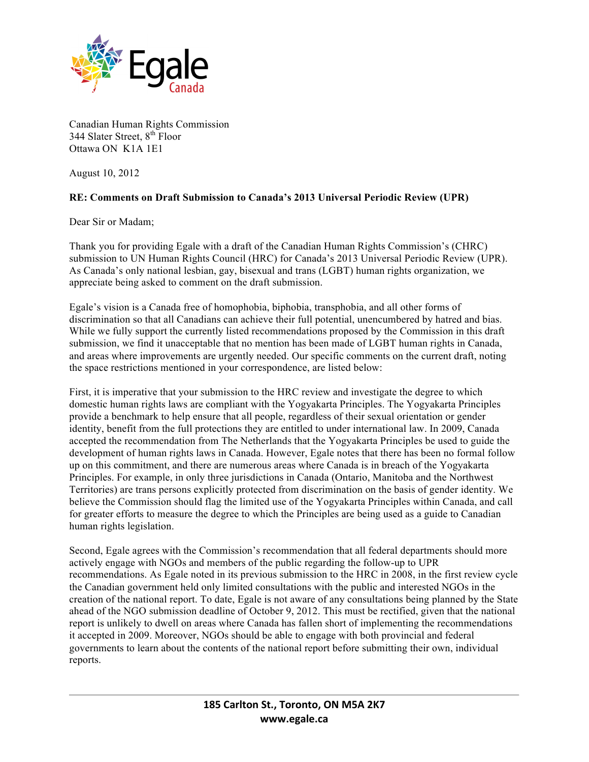Egale Canada

Canadian Human Rights Commission
344 Slater Street, 8th Floor
Ottawa ON K1A 1E1

August 10, 2012

**RE: Comments on Draft Submission to Canada's 2013 Universal Periodic Review (UPR)**

Dear Sir or Madam;

Thank you for providing Egale with a draft of the Canadian Human Rights Commission's (CHRC) submission to UN Human Rights Council (HRC) for Canada's 2013 Universal Periodic Review (UPR). As Canada's only national lesbian, gay, bisexual and trans (LGBT) human rights organization, we appreciate being asked to comment on the draft submission.

Egale's vision is a Canada free of homophobia, biphobia, transphobia, and all other forms of discrimination so that all Canadians can achieve their full potential, unencumbered by hatred and bias. While we fully support the currently listed recommendations proposed by the Commission in this draft submission, we find it unacceptable that no mention has been made of LGBT human rights in Canada, and areas where improvements are urgently needed. Our specific comments on the current draft, noting the space restrictions mentioned in your correspondence, are listed below:

First, it is imperative that your submission to the HRC review and investigate the degree to which domestic human rights laws are compliant with the Yogyakarta Principles. The Yogyakarta Principles provide a benchmark to help ensure that all people, regardless of their sexual orientation or gender identity, benefit from the full protections they are entitled to under international law. In 2009, Canada accepted the recommendation from The Netherlands that the Yogyakarta Principles be used to guide the development of human rights laws in Canada. However, Egale notes that there has been no formal follow up on this commitment, and there are numerous areas where Canada is in breach of the Yogyakarta Principles. For example, in only three jurisdictions in Canada (Ontario, Manitoba and the Northwest Territories) are trans persons explicitly protected from discrimination on the basis of gender identity. We believe the Commission should flag the limited use of the Yogyakarta Principles within Canada, and call for greater efforts to measure the degree to which the Principles are being used as a guide to Canadian human rights legislation.

Second, Egale agrees with the Commission's recommendation that all federal departments should more actively engage with NGOs and members of the public regarding the follow-up to UPR recommendations. As Egale noted in its previous submission to the HRC in 2008, in the first review cycle the Canadian government held only limited consultations with the public and interested NGOs in the creation of the national report. To date, Egale is not aware of any consultations being planned by the State ahead of the NGO submission deadline of October 9, 2012. This must be rectified, given that the national report is unlikely to dwell on areas where Canada has fallen short of implementing the recommendations it accepted in 2009. Moreover, NGOs should be able to engage with both provincial and federal governments to learn about the contents of the national report before submitting their own, individual reports.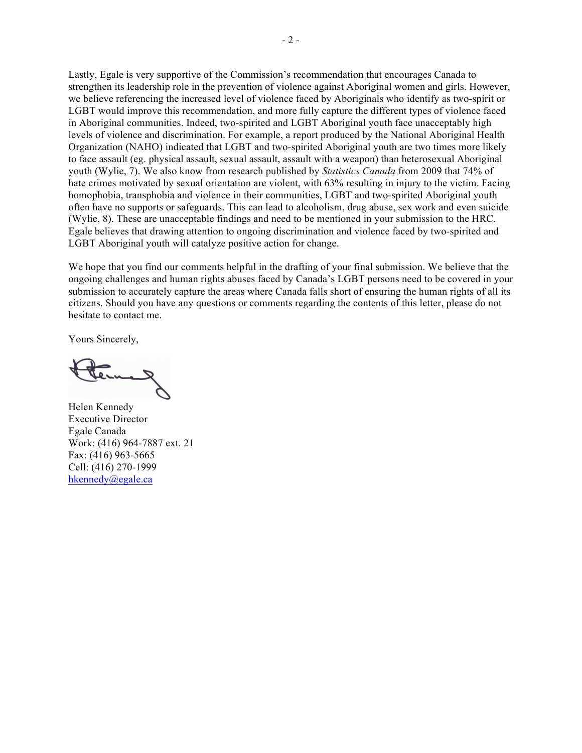Lastly, Egale is very supportive of the Commission's recommendation that encourages Canada to strengthen its leadership role in the prevention of violence against Aboriginal women and girls. However, we believe referencing the increased level of violence faced by Aboriginals who identify as two-spirit or LGBT would improve this recommendation, and more fully capture the different types of violence faced in Aboriginal communities. Indeed, two-spirited and LGBT Aboriginal youth face unacceptably high levels of violence and discrimination. For example, a report produced by the National Aboriginal Health Organization (NAHO) indicated that LGBT and two-spirited Aboriginal youth are two times more likely to face assault (eg. physical assault, sexual assault, assault with a weapon) than heterosexual Aboriginal youth (Wylie, 7). We also know from research published by *Statistics Canada* from 2009 that 74% of hate crimes motivated by sexual orientation are violent, with 63% resulting in injury to the victim. Facing homophobia, transphobia and violence in their communities, LGBT and two-spirited Aboriginal youth often have no supports or safeguards. This can lead to alcoholism, drug abuse, sex work and even suicide (Wylie, 8). These are unacceptable findings and need to be mentioned in your submission to the HRC. Egale believes that drawing attention to ongoing discrimination and violence faced by two-spirited and LGBT Aboriginal youth will catalyze positive action for change.

We hope that you find our comments helpful in the drafting of your final submission. We believe that the ongoing challenges and human rights abuses faced by Canada's LGBT persons need to be covered in your submission to accurately capture the areas where Canada falls short of ensuring the human rights of all its citizens. Should you have any questions or comments regarding the contents of this letter, please do not hesitate to contact me.

Yours Sincerely,

Helen Kennedy
Executive Director
Egale Canada
Work: (416) 964-7887 ext. 21
Fax: (416) 963-5665
Cell: (416) 270-1999
hkennedy@egale.ca